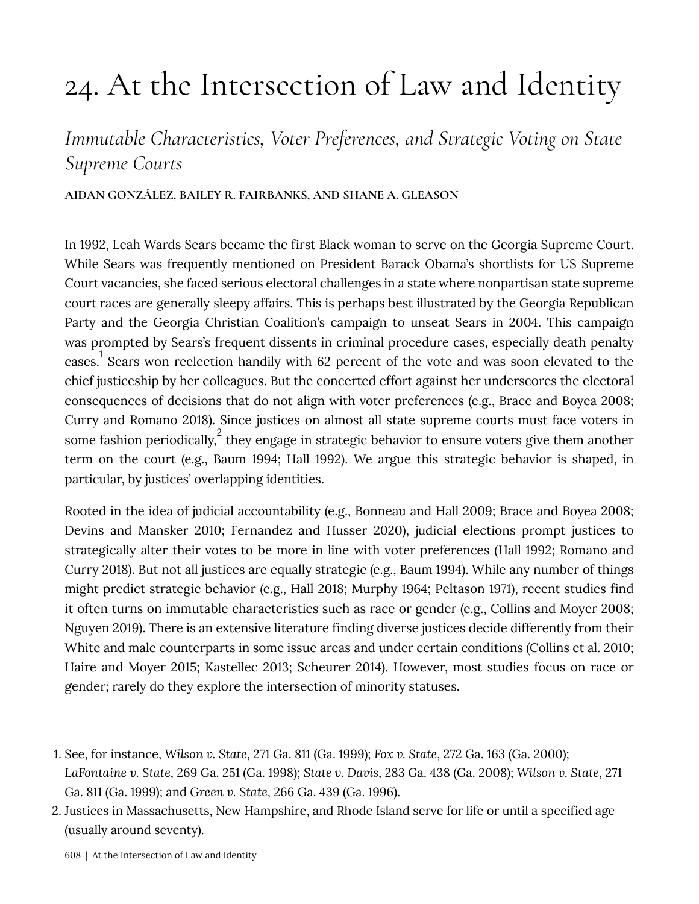# 24. At the Intersection of Law and Identity

## *Immutable Characteristics, Voter Preferences, and Strategic Voting on State Supreme Courts*

**AIDAN GONZÁLEZ, BAILEY R. FAIRBANKS, AND SHANE A. GLEASON**

In 1992, Leah Wards Sears became the first Black woman to serve on the Georgia Supreme Court. While Sears was frequently mentioned on President Barack Obama's shortlists for US Supreme Court vacancies, she faced serious electoral challenges in a state where nonpartisan state supreme court races are generally sleepy affairs. This is perhaps best illustrated by the Georgia Republican Party and the Georgia Christian Coalition's campaign to unseat Sears in 2004. This campaign was prompted by Sears's frequent dissents in criminal procedure cases, especially death penalty cases.[1] Sears won reelection handily with 62 percent of the vote and was soon elevated to the chief justiceship by her colleagues. But the concerted effort against her underscores the electoral consequences of decisions that do not align with voter preferences (e.g., Brace and Boyea 2008; Curry and Romano 2018). Since justices on almost all state supreme courts must face voters in some fashion periodically,[2] they engage in strategic behavior to ensure voters give them another term on the court (e.g., Baum 1994; Hall 1992). We argue this strategic behavior is shaped, in particular, by justices' overlapping identities.

Rooted in the idea of judicial accountability (e.g., Bonneau and Hall 2009; Brace and Boyea 2008; Devins and Mansker 2010; Fernandez and Husser 2020), judicial elections prompt justices to strategically alter their votes to be more in line with voter preferences (Hall 1992; Romano and Curry 2018). But not all justices are equally strategic (e.g., Baum 1994). While any number of things might predict strategic behavior (e.g., Hall 2018; Murphy 1964; Peltason 1971), recent studies find it often turns on immutable characteristics such as race or gender (e.g., Collins and Moyer 2008; Nguyen 2019). There is an extensive literature finding diverse justices decide differently from their White and male counterparts in some issue areas and under certain conditions (Collins et al. 2010; Haire and Moyer 2015; Kastellec 2013; Scheurer 2014). However, most studies focus on race or gender; rarely do they explore the intersection of minority statuses.

1. See, for instance, *Wilson v. State*, 271 Ga. 811 (Ga. 1999); *Fox v. State*, 272 Ga. 163 (Ga. 2000); *LaFontaine v. State*, 269 Ga. 251 (Ga. 1998); *State v. Davis*, 283 Ga. 438 (Ga. 2008); *Wilson v. State*, 271 Ga. 811 (Ga. 1999); and *Green v. State*, 266 Ga. 439 (Ga. 1996).
2. Justices in Massachusetts, New Hampshire, and Rhode Island serve for life or until a specified age (usually around seventy).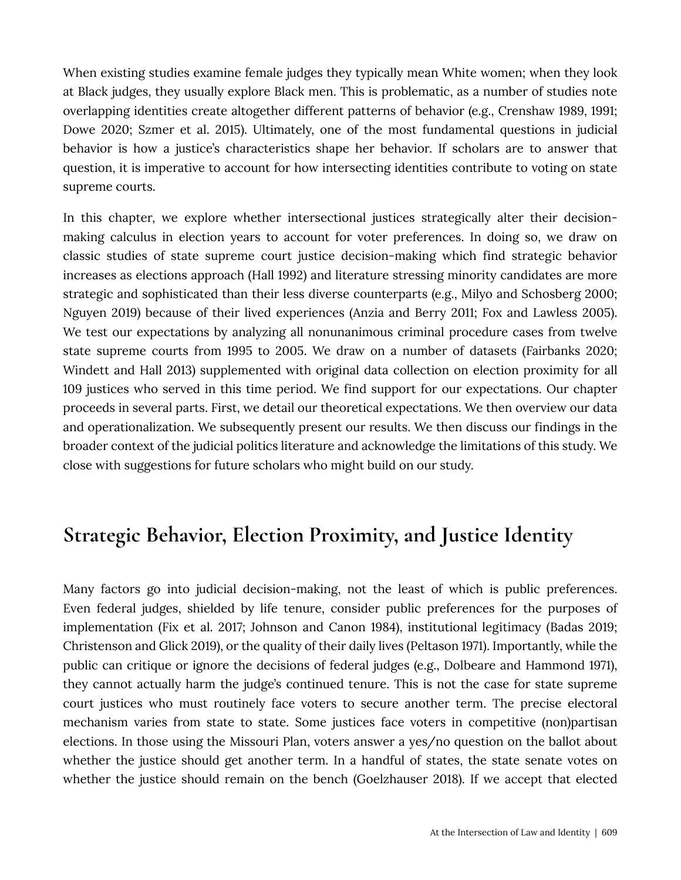When existing studies examine female judges they typically mean White women; when they look at Black judges, they usually explore Black men. This is problematic, as a number of studies note overlapping identities create altogether different patterns of behavior (e.g., Crenshaw 1989, 1991; Dowe 2020; Szmer et al. 2015). Ultimately, one of the most fundamental questions in judicial behavior is how a justice's characteristics shape her behavior. If scholars are to answer that question, it is imperative to account for how intersecting identities contribute to voting on state supreme courts.

In this chapter, we explore whether intersectional justices strategically alter their decision-making calculus in election years to account for voter preferences. In doing so, we draw on classic studies of state supreme court justice decision-making which find strategic behavior increases as elections approach (Hall 1992) and literature stressing minority candidates are more strategic and sophisticated than their less diverse counterparts (e.g., Milyo and Schosberg 2000; Nguyen 2019) because of their lived experiences (Anzia and Berry 2011; Fox and Lawless 2005). We test our expectations by analyzing all nonunanimous criminal procedure cases from twelve state supreme courts from 1995 to 2005. We draw on a number of datasets (Fairbanks 2020; Windett and Hall 2013) supplemented with original data collection on election proximity for all 109 justices who served in this time period. We find support for our expectations. Our chapter proceeds in several parts. First, we detail our theoretical expectations. We then overview our data and operationalization. We subsequently present our results. We then discuss our findings in the broader context of the judicial politics literature and acknowledge the limitations of this study. We close with suggestions for future scholars who might build on our study.

## Strategic Behavior, Election Proximity, and Justice Identity

Many factors go into judicial decision-making, not the least of which is public preferences. Even federal judges, shielded by life tenure, consider public preferences for the purposes of implementation (Fix et al. 2017; Johnson and Canon 1984), institutional legitimacy (Badas 2019; Christenson and Glick 2019), or the quality of their daily lives (Peltason 1971). Importantly, while the public can critique or ignore the decisions of federal judges (e.g., Dolbeare and Hammond 1971), they cannot actually harm the judge's continued tenure. This is not the case for state supreme court justices who must routinely face voters to secure another term. The precise electoral mechanism varies from state to state. Some justices face voters in competitive (non)partisan elections. In those using the Missouri Plan, voters answer a yes/no question on the ballot about whether the justice should get another term. In a handful of states, the state senate votes on whether the justice should remain on the bench (Goelzhauser 2018). If we accept that elected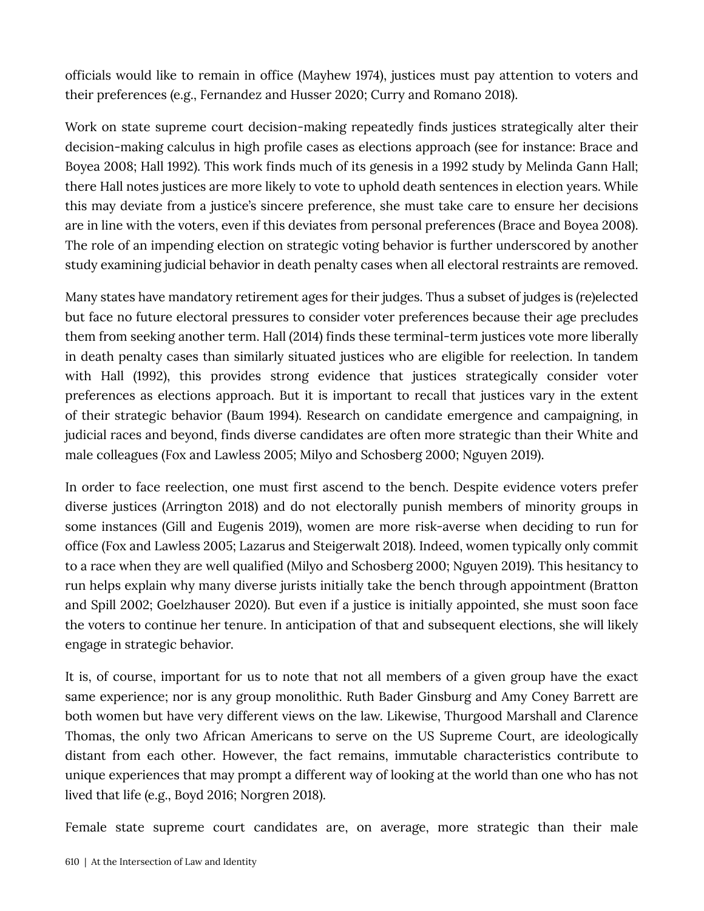officials would like to remain in office (Mayhew 1974), justices must pay attention to voters and their preferences (e.g., Fernandez and Husser 2020; Curry and Romano 2018).

Work on state supreme court decision-making repeatedly finds justices strategically alter their decision-making calculus in high profile cases as elections approach (see for instance: Brace and Boyea 2008; Hall 1992). This work finds much of its genesis in a 1992 study by Melinda Gann Hall; there Hall notes justices are more likely to vote to uphold death sentences in election years. While this may deviate from a justice's sincere preference, she must take care to ensure her decisions are in line with the voters, even if this deviates from personal preferences (Brace and Boyea 2008). The role of an impending election on strategic voting behavior is further underscored by another study examining judicial behavior in death penalty cases when all electoral restraints are removed.

Many states have mandatory retirement ages for their judges. Thus a subset of judges is (re)elected but face no future electoral pressures to consider voter preferences because their age precludes them from seeking another term. Hall (2014) finds these terminal-term justices vote more liberally in death penalty cases than similarly situated justices who are eligible for reelection. In tandem with Hall (1992), this provides strong evidence that justices strategically consider voter preferences as elections approach. But it is important to recall that justices vary in the extent of their strategic behavior (Baum 1994). Research on candidate emergence and campaigning, in judicial races and beyond, finds diverse candidates are often more strategic than their White and male colleagues (Fox and Lawless 2005; Milyo and Schosberg 2000; Nguyen 2019).

In order to face reelection, one must first ascend to the bench. Despite evidence voters prefer diverse justices (Arrington 2018) and do not electorally punish members of minority groups in some instances (Gill and Eugenis 2019), women are more risk-averse when deciding to run for office (Fox and Lawless 2005; Lazarus and Steigerwalt 2018). Indeed, women typically only commit to a race when they are well qualified (Milyo and Schosberg 2000; Nguyen 2019). This hesitancy to run helps explain why many diverse jurists initially take the bench through appointment (Bratton and Spill 2002; Goelzhauser 2020). But even if a justice is initially appointed, she must soon face the voters to continue her tenure. In anticipation of that and subsequent elections, she will likely engage in strategic behavior.

It is, of course, important for us to note that not all members of a given group have the exact same experience; nor is any group monolithic. Ruth Bader Ginsburg and Amy Coney Barrett are both women but have very different views on the law. Likewise, Thurgood Marshall and Clarence Thomas, the only two African Americans to serve on the US Supreme Court, are ideologically distant from each other. However, the fact remains, immutable characteristics contribute to unique experiences that may prompt a different way of looking at the world than one who has not lived that life (e.g., Boyd 2016; Norgren 2018).

Female state supreme court candidates are, on average, more strategic than their male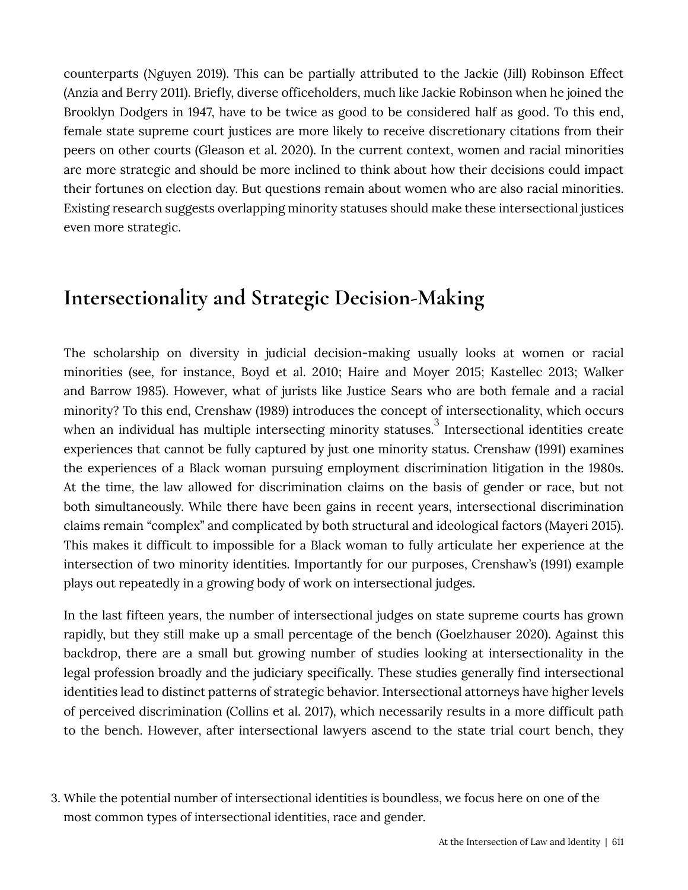counterparts (Nguyen 2019). This can be partially attributed to the Jackie (Jill) Robinson Effect (Anzia and Berry 2011). Briefly, diverse officeholders, much like Jackie Robinson when he joined the Brooklyn Dodgers in 1947, have to be twice as good to be considered half as good. To this end, female state supreme court justices are more likely to receive discretionary citations from their peers on other courts (Gleason et al. 2020). In the current context, women and racial minorities are more strategic and should be more inclined to think about how their decisions could impact their fortunes on election day. But questions remain about women who are also racial minorities. Existing research suggests overlapping minority statuses should make these intersectional justices even more strategic.

## Intersectionality and Strategic Decision-Making

The scholarship on diversity in judicial decision-making usually looks at women or racial minorities (see, for instance, Boyd et al. 2010; Haire and Moyer 2015; Kastellec 2013; Walker and Barrow 1985). However, what of jurists like Justice Sears who are both female and a racial minority? To this end, Crenshaw (1989) introduces the concept of intersectionality, which occurs when an individual has multiple intersecting minority statuses.[3] Intersectional identities create experiences that cannot be fully captured by just one minority status. Crenshaw (1991) examines the experiences of a Black woman pursuing employment discrimination litigation in the 1980s. At the time, the law allowed for discrimination claims on the basis of gender or race, but not both simultaneously. While there have been gains in recent years, intersectional discrimination claims remain "complex" and complicated by both structural and ideological factors (Mayeri 2015). This makes it difficult to impossible for a Black woman to fully articulate her experience at the intersection of two minority identities. Importantly for our purposes, Crenshaw's (1991) example plays out repeatedly in a growing body of work on intersectional judges.

In the last fifteen years, the number of intersectional judges on state supreme courts has grown rapidly, but they still make up a small percentage of the bench (Goelzhauser 2020). Against this backdrop, there are a small but growing number of studies looking at intersectionality in the legal profession broadly and the judiciary specifically. These studies generally find intersectional identities lead to distinct patterns of strategic behavior. Intersectional attorneys have higher levels of perceived discrimination (Collins et al. 2017), which necessarily results in a more difficult path to the bench. However, after intersectional lawyers ascend to the state trial court bench, they

3. While the potential number of intersectional identities is boundless, we focus here on one of the most common types of intersectional identities, race and gender.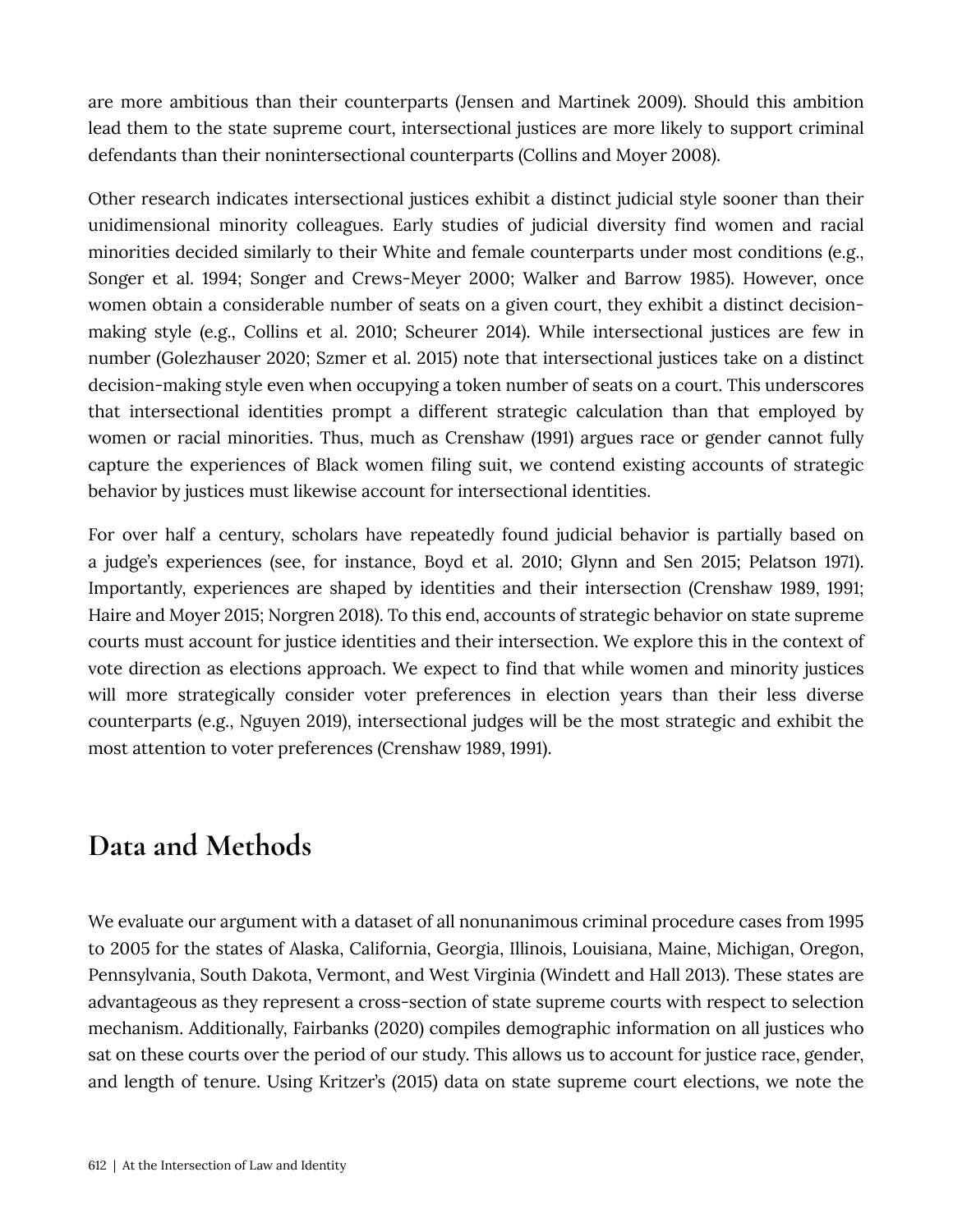are more ambitious than their counterparts (Jensen and Martinek 2009). Should this ambition lead them to the state supreme court, intersectional justices are more likely to support criminal defendants than their nonintersectional counterparts (Collins and Moyer 2008).

Other research indicates intersectional justices exhibit a distinct judicial style sooner than their unidimensional minority colleagues. Early studies of judicial diversity find women and racial minorities decided similarly to their White and female counterparts under most conditions (e.g., Songer et al. 1994; Songer and Crews-Meyer 2000; Walker and Barrow 1985). However, once women obtain a considerable number of seats on a given court, they exhibit a distinct decision-making style (e.g., Collins et al. 2010; Scheurer 2014). While intersectional justices are few in number (Golezhauser 2020; Szmer et al. 2015) note that intersectional justices take on a distinct decision-making style even when occupying a token number of seats on a court. This underscores that intersectional identities prompt a different strategic calculation than that employed by women or racial minorities. Thus, much as Crenshaw (1991) argues race or gender cannot fully capture the experiences of Black women filing suit, we contend existing accounts of strategic behavior by justices must likewise account for intersectional identities.

For over half a century, scholars have repeatedly found judicial behavior is partially based on a judge's experiences (see, for instance, Boyd et al. 2010; Glynn and Sen 2015; Pelatson 1971). Importantly, experiences are shaped by identities and their intersection (Crenshaw 1989, 1991; Haire and Moyer 2015; Norgren 2018). To this end, accounts of strategic behavior on state supreme courts must account for justice identities and their intersection. We explore this in the context of vote direction as elections approach. We expect to find that while women and minority justices will more strategically consider voter preferences in election years than their less diverse counterparts (e.g., Nguyen 2019), intersectional judges will be the most strategic and exhibit the most attention to voter preferences (Crenshaw 1989, 1991).

## Data and Methods

We evaluate our argument with a dataset of all nonunanimous criminal procedure cases from 1995 to 2005 for the states of Alaska, California, Georgia, Illinois, Louisiana, Maine, Michigan, Oregon, Pennsylvania, South Dakota, Vermont, and West Virginia (Windett and Hall 2013). These states are advantageous as they represent a cross-section of state supreme courts with respect to selection mechanism. Additionally, Fairbanks (2020) compiles demographic information on all justices who sat on these courts over the period of our study. This allows us to account for justice race, gender, and length of tenure. Using Kritzer's (2015) data on state supreme court elections, we note the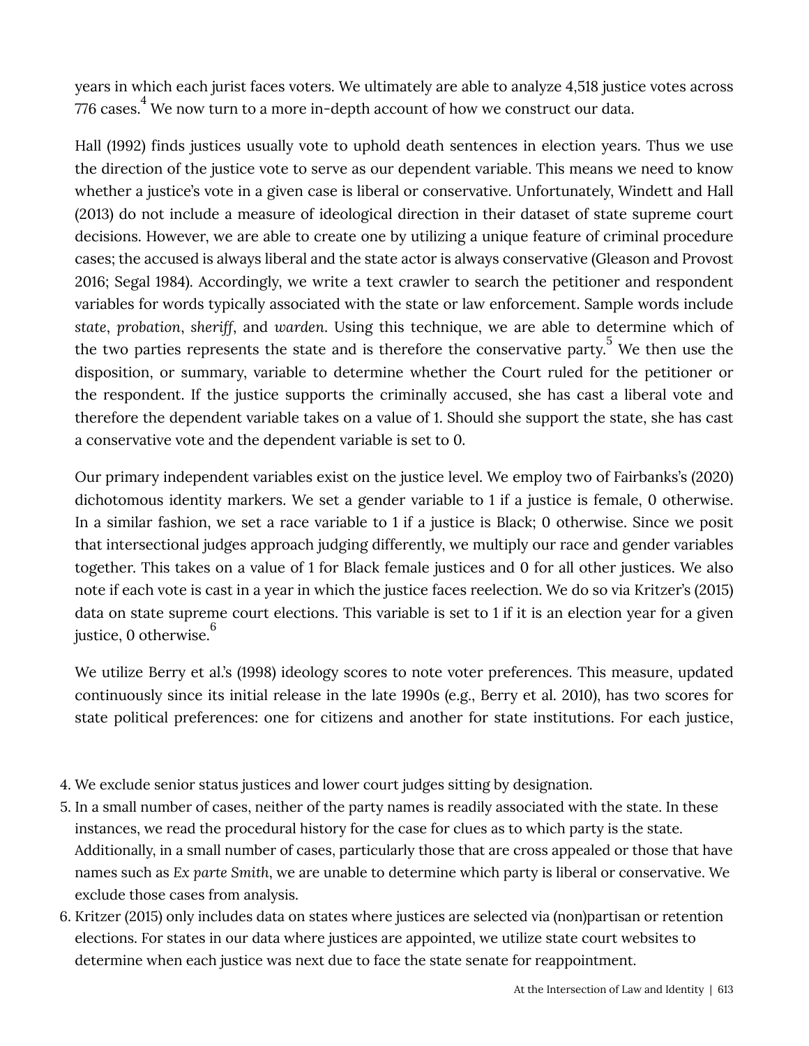years in which each jurist faces voters. We ultimately are able to analyze 4,518 justice votes across 776 cases.[4] We now turn to a more in-depth account of how we construct our data.

Hall (1992) finds justices usually vote to uphold death sentences in election years. Thus we use the direction of the justice vote to serve as our dependent variable. This means we need to know whether a justice's vote in a given case is liberal or conservative. Unfortunately, Windett and Hall (2013) do not include a measure of ideological direction in their dataset of state supreme court decisions. However, we are able to create one by utilizing a unique feature of criminal procedure cases; the accused is always liberal and the state actor is always conservative (Gleason and Provost 2016; Segal 1984). Accordingly, we write a text crawler to search the petitioner and respondent variables for words typically associated with the state or law enforcement. Sample words include *state*, *probation*, *sheriff*, and *warden*. Using this technique, we are able to determine which of the two parties represents the state and is therefore the conservative party.[5] We then use the disposition, or summary, variable to determine whether the Court ruled for the petitioner or the respondent. If the justice supports the criminally accused, she has cast a liberal vote and therefore the dependent variable takes on a value of 1. Should she support the state, she has cast a conservative vote and the dependent variable is set to 0.

Our primary independent variables exist on the justice level. We employ two of Fairbanks's (2020) dichotomous identity markers. We set a gender variable to 1 if a justice is female, 0 otherwise. In a similar fashion, we set a race variable to 1 if a justice is Black; 0 otherwise. Since we posit that intersectional judges approach judging differently, we multiply our race and gender variables together. This takes on a value of 1 for Black female justices and 0 for all other justices. We also note if each vote is cast in a year in which the justice faces reelection. We do so via Kritzer's (2015) data on state supreme court elections. This variable is set to 1 if it is an election year for a given justice, 0 otherwise.[6]

We utilize Berry et al.'s (1998) ideology scores to note voter preferences. This measure, updated continuously since its initial release in the late 1990s (e.g., Berry et al. 2010), has two scores for state political preferences: one for citizens and another for state institutions. For each justice,

4. We exclude senior status justices and lower court judges sitting by designation.
5. In a small number of cases, neither of the party names is readily associated with the state. In these instances, we read the procedural history for the case for clues as to which party is the state. Additionally, in a small number of cases, particularly those that are cross appealed or those that have names such as *Ex parte Smith*, we are unable to determine which party is liberal or conservative. We exclude those cases from analysis.
6. Kritzer (2015) only includes data on states where justices are selected via (non)partisan or retention elections. For states in our data where justices are appointed, we utilize state court websites to determine when each justice was next due to face the state senate for reappointment.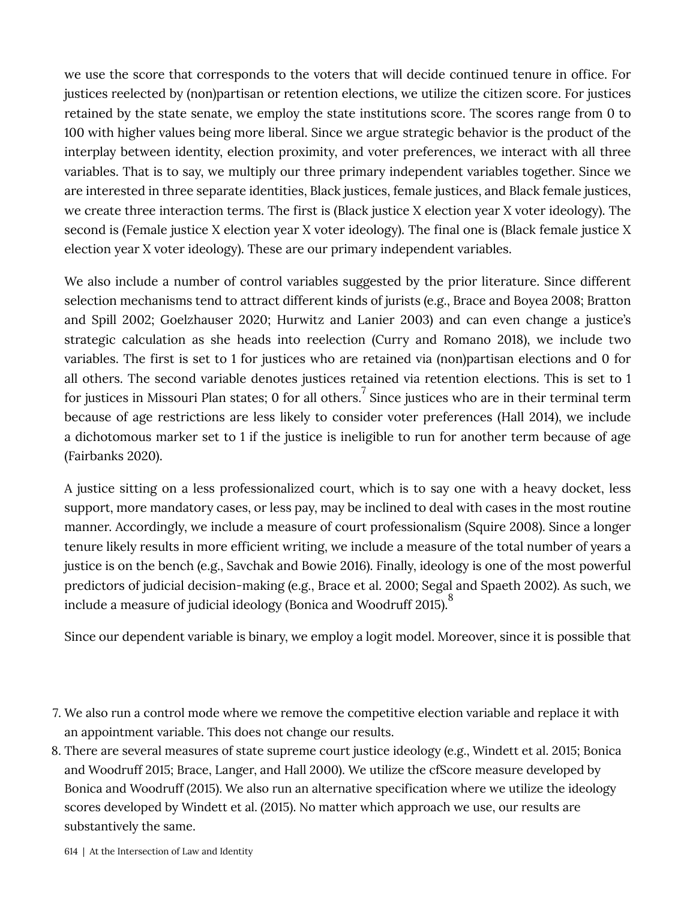we use the score that corresponds to the voters that will decide continued tenure in office. For justices reelected by (non)partisan or retention elections, we utilize the citizen score. For justices retained by the state senate, we employ the state institutions score. The scores range from 0 to 100 with higher values being more liberal. Since we argue strategic behavior is the product of the interplay between identity, election proximity, and voter preferences, we interact with all three variables. That is to say, we multiply our three primary independent variables together. Since we are interested in three separate identities, Black justices, female justices, and Black female justices, we create three interaction terms. The first is (Black justice X election year X voter ideology). The second is (Female justice X election year X voter ideology). The final one is (Black female justice X election year X voter ideology). These are our primary independent variables.

We also include a number of control variables suggested by the prior literature. Since different selection mechanisms tend to attract different kinds of jurists (e.g., Brace and Boyea 2008; Bratton and Spill 2002; Goelzhauser 2020; Hurwitz and Lanier 2003) and can even change a justice's strategic calculation as she heads into reelection (Curry and Romano 2018), we include two variables. The first is set to 1 for justices who are retained via (non)partisan elections and 0 for all others. The second variable denotes justices retained via retention elections. This is set to 1 for justices in Missouri Plan states; 0 for all others.[7] Since justices who are in their terminal term because of age restrictions are less likely to consider voter preferences (Hall 2014), we include a dichotomous marker set to 1 if the justice is ineligible to run for another term because of age (Fairbanks 2020).

A justice sitting on a less professionalized court, which is to say one with a heavy docket, less support, more mandatory cases, or less pay, may be inclined to deal with cases in the most routine manner. Accordingly, we include a measure of court professionalism (Squire 2008). Since a longer tenure likely results in more efficient writing, we include a measure of the total number of years a justice is on the bench (e.g., Savchak and Bowie 2016). Finally, ideology is one of the most powerful predictors of judicial decision-making (e.g., Brace et al. 2000; Segal and Spaeth 2002). As such, we include a measure of judicial ideology (Bonica and Woodruff 2015).[8]

Since our dependent variable is binary, we employ a logit model. Moreover, since it is possible that

7. We also run a control mode where we remove the competitive election variable and replace it with an appointment variable. This does not change our results.
8. There are several measures of state supreme court justice ideology (e.g., Windett et al. 2015; Bonica and Woodruff 2015; Brace, Langer, and Hall 2000). We utilize the cfScore measure developed by Bonica and Woodruff (2015). We also run an alternative specification where we utilize the ideology scores developed by Windett et al. (2015). No matter which approach we use, our results are substantively the same.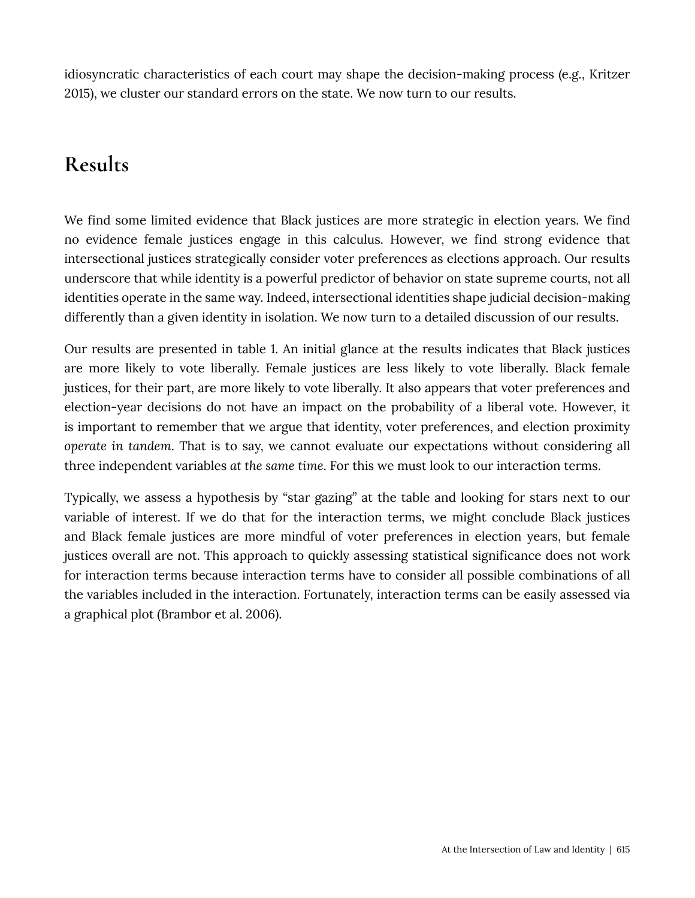idiosyncratic characteristics of each court may shape the decision-making process (e.g., Kritzer 2015), we cluster our standard errors on the state. We now turn to our results.

## Results

We find some limited evidence that Black justices are more strategic in election years. We find no evidence female justices engage in this calculus. However, we find strong evidence that intersectional justices strategically consider voter preferences as elections approach. Our results underscore that while identity is a powerful predictor of behavior on state supreme courts, not all identities operate in the same way. Indeed, intersectional identities shape judicial decision-making differently than a given identity in isolation. We now turn to a detailed discussion of our results.

Our results are presented in table 1. An initial glance at the results indicates that Black justices are more likely to vote liberally. Female justices are less likely to vote liberally. Black female justices, for their part, are more likely to vote liberally. It also appears that voter preferences and election-year decisions do not have an impact on the probability of a liberal vote. However, it is important to remember that we argue that identity, voter preferences, and election proximity *operate in tandem*. That is to say, we cannot evaluate our expectations without considering all three independent variables *at the same time*. For this we must look to our interaction terms.

Typically, we assess a hypothesis by "star gazing" at the table and looking for stars next to our variable of interest. If we do that for the interaction terms, we might conclude Black justices and Black female justices are more mindful of voter preferences in election years, but female justices overall are not. This approach to quickly assessing statistical significance does not work for interaction terms because interaction terms have to consider all possible combinations of all the variables included in the interaction. Fortunately, interaction terms can be easily assessed via a graphical plot (Brambor et al. 2006).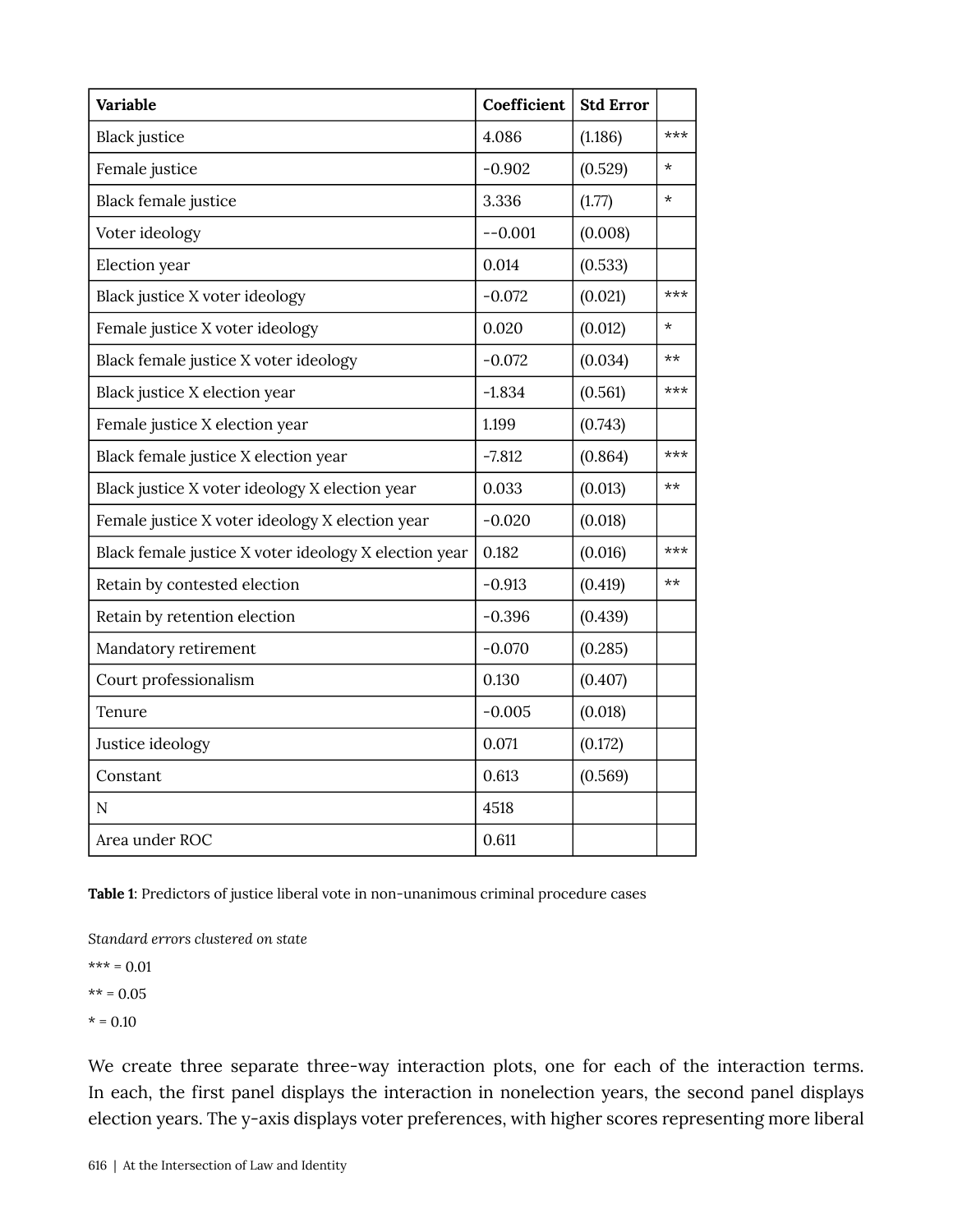| Variable | Coefficient | Std Error | |
|---|---|---|---|
| Black justice | 4.086 | (1.186) | *** |
| Female justice | -0.902 | (0.529) | * |
| Black female justice | 3.336 | (1.77) | * |
| Voter ideology | --0.001 | (0.008) | |
| Election year | 0.014 | (0.533) | |
| Black justice X voter ideology | -0.072 | (0.021) | *** |
| Female justice X voter ideology | 0.020 | (0.012) | * |
| Black female justice X voter ideology | -0.072 | (0.034) | ** |
| Black justice X election year | -1.834 | (0.561) | *** |
| Female justice X election year | 1.199 | (0.743) | |
| Black female justice X election year | -7.812 | (0.864) | *** |
| Black justice X voter ideology X election year | 0.033 | (0.013) | ** |
| Female justice X voter ideology X election year | -0.020 | (0.018) | |
| Black female justice X voter ideology X election year | 0.182 | (0.016) | *** |
| Retain by contested election | -0.913 | (0.419) | ** |
| Retain by retention election | -0.396 | (0.439) | |
| Mandatory retirement | -0.070 | (0.285) | |
| Court professionalism | 0.130 | (0.407) | |
| Tenure | -0.005 | (0.018) | |
| Justice ideology | 0.071 | (0.172) | |
| Constant | 0.613 | (0.569) | |
| N | 4518 | | |
| Area under ROC | 0.611 | | |

**Table 1**: Predictors of justice liberal vote in non-unanimous criminal procedure cases

*Standard errors clustered on state*

*** = 0.01

** = 0.05

* = 0.10

We create three separate three-way interaction plots, one for each of the interaction terms. In each, the first panel displays the interaction in nonelection years, the second panel displays election years. The y-axis displays voter preferences, with higher scores representing more liberal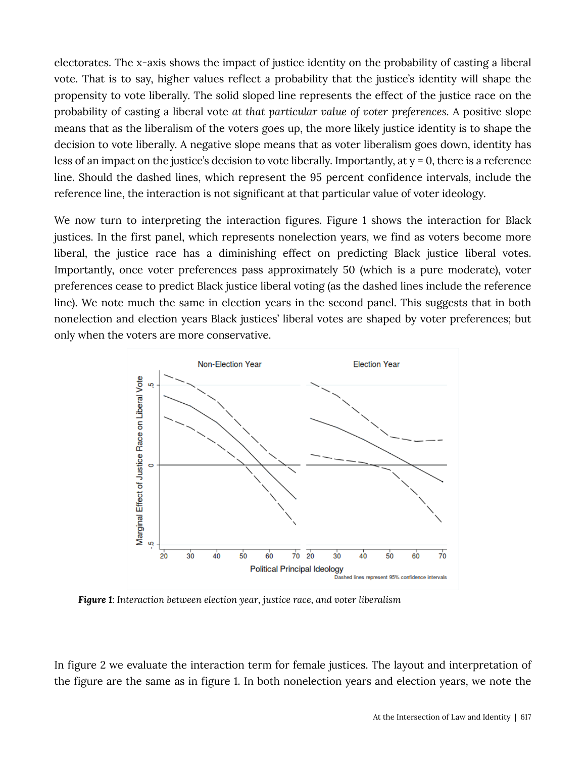electorates. The x-axis shows the impact of justice identity on the probability of casting a liberal vote. That is to say, higher values reflect a probability that the justice's identity will shape the propensity to vote liberally. The solid sloped line represents the effect of the justice race on the probability of casting a liberal vote *at that particular value of voter preferences*. A positive slope means that as the liberalism of the voters goes up, the more likely justice identity is to shape the decision to vote liberally. A negative slope means that as voter liberalism goes down, identity has less of an impact on the justice's decision to vote liberally. Importantly, at y = 0, there is a reference line. Should the dashed lines, which represent the 95 percent confidence intervals, include the reference line, the interaction is not significant at that particular value of voter ideology.

We now turn to interpreting the interaction figures. Figure 1 shows the interaction for Black justices. In the first panel, which represents nonelection years, we find as voters become more liberal, the justice race has a diminishing effect on predicting Black justice liberal votes. Importantly, once voter preferences pass approximately 50 (which is a pure moderate), voter preferences cease to predict Black justice liberal voting (as the dashed lines include the reference line). We note much the same in election years in the second panel. This suggests that in both nonelection and election years Black justices' liberal votes are shaped by voter preferences; but only when the voters are more conservative.

***Figure 1***: *Interaction between election year, justice race, and voter liberalism*

In figure 2 we evaluate the interaction term for female justices. The layout and interpretation of the figure are the same as in figure 1. In both nonelection years and election years, we note the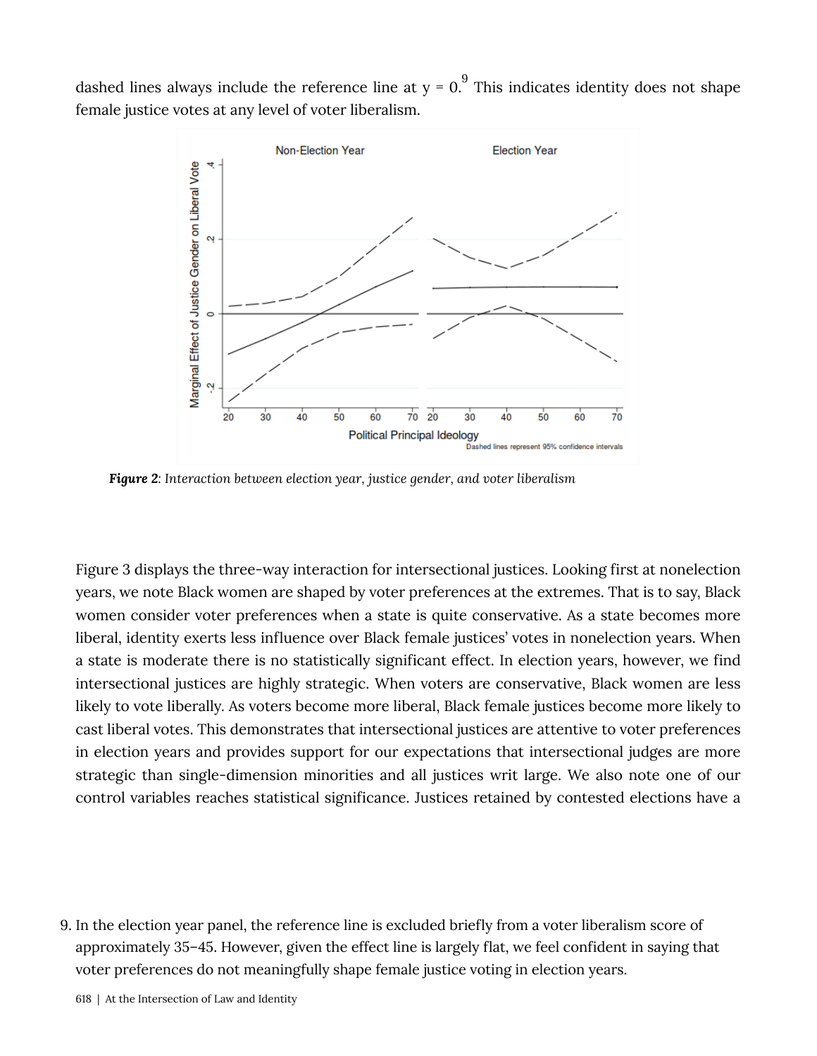dashed lines always include the reference line at y = 0.[9] This indicates identity does not shape female justice votes at any level of voter liberalism.

***Figure 2***: *Interaction between election year, justice gender, and voter liberalism*

Figure 3 displays the three-way interaction for intersectional justices. Looking first at nonelection years, we note Black women are shaped by voter preferences at the extremes. That is to say, Black women consider voter preferences when a state is quite conservative. As a state becomes more liberal, identity exerts less influence over Black female justices' votes in nonelection years. When a state is moderate there is no statistically significant effect. In election years, however, we find intersectional justices are highly strategic. When voters are conservative, Black women are less likely to vote liberally. As voters become more liberal, Black female justices become more likely to cast liberal votes. This demonstrates that intersectional justices are attentive to voter preferences in election years and provides support for our expectations that intersectional judges are more strategic than single-dimension minorities and all justices writ large. We also note one of our control variables reaches statistical significance. Justices retained by contested elections have a

9. In the election year panel, the reference line is excluded briefly from a voter liberalism score of approximately 35–45. However, given the effect line is largely flat, we feel confident in saying that voter preferences do not meaningfully shape female justice voting in election years.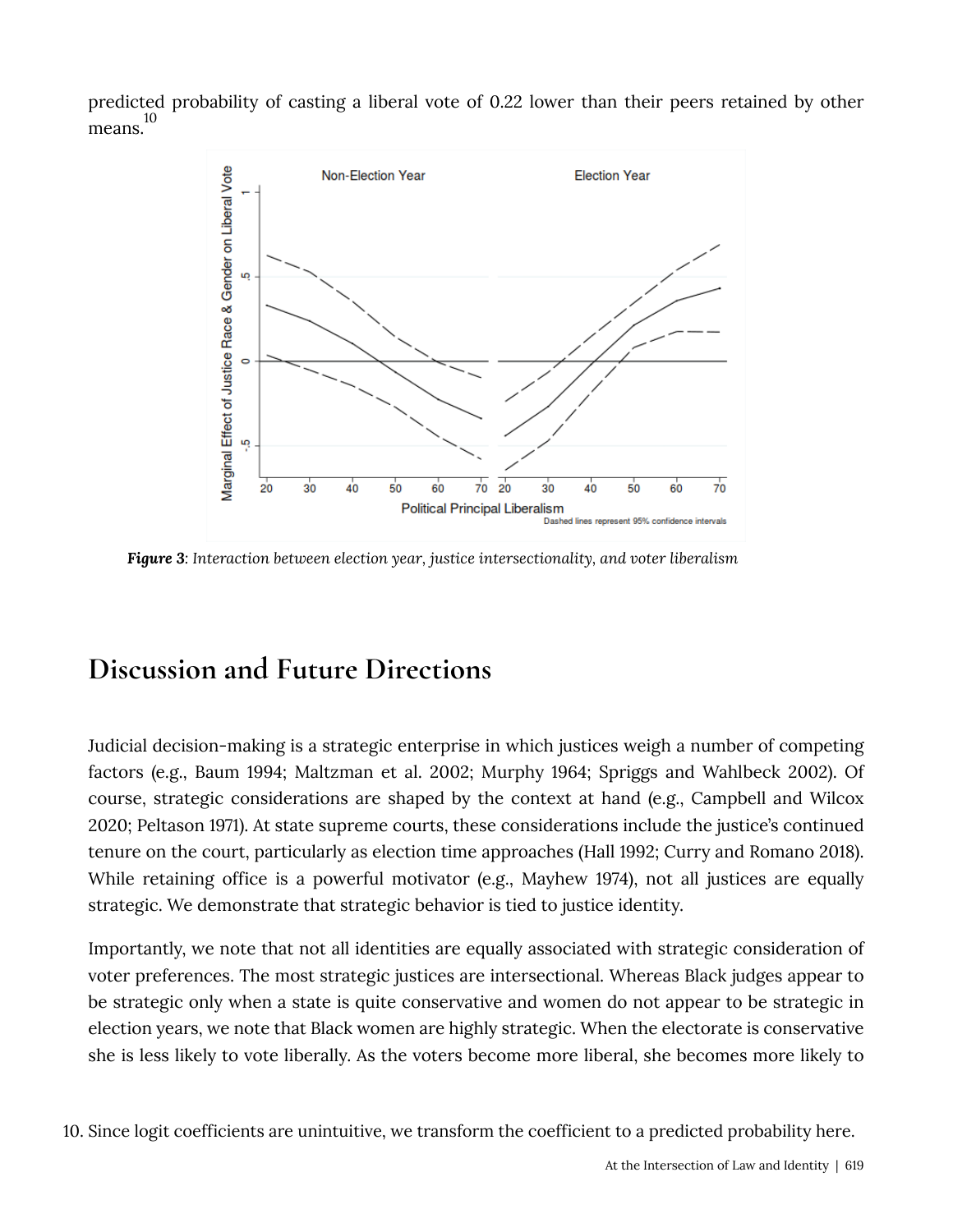predicted probability of casting a liberal vote of 0.22 lower than their peers retained by other means.[10]

*Figure 3*: *Interaction between election year, justice intersectionality, and voter liberalism*

## Discussion and Future Directions

Judicial decision-making is a strategic enterprise in which justices weigh a number of competing factors (e.g., Baum 1994; Maltzman et al. 2002; Murphy 1964; Spriggs and Wahlbeck 2002). Of course, strategic considerations are shaped by the context at hand (e.g., Campbell and Wilcox 2020; Peltason 1971). At state supreme courts, these considerations include the justice's continued tenure on the court, particularly as election time approaches (Hall 1992; Curry and Romano 2018). While retaining office is a powerful motivator (e.g., Mayhew 1974), not all justices are equally strategic. We demonstrate that strategic behavior is tied to justice identity.

Importantly, we note that not all identities are equally associated with strategic consideration of voter preferences. The most strategic justices are intersectional. Whereas Black judges appear to be strategic only when a state is quite conservative and women do not appear to be strategic in election years, we note that Black women are highly strategic. When the electorate is conservative she is less likely to vote liberally. As the voters become more liberal, she becomes more likely to

10. Since logit coefficients are unintuitive, we transform the coefficient to a predicted probability here.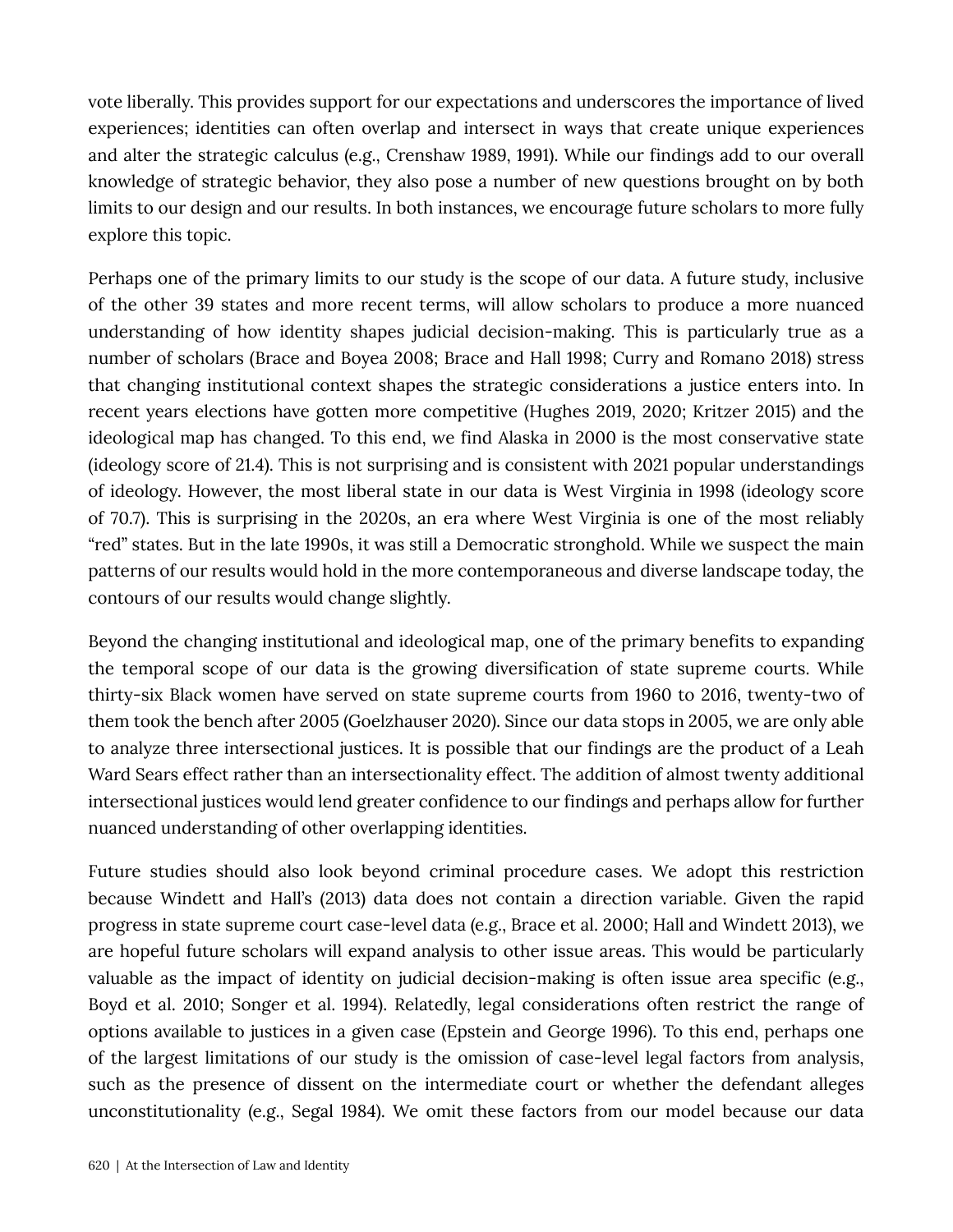vote liberally. This provides support for our expectations and underscores the importance of lived experiences; identities can often overlap and intersect in ways that create unique experiences and alter the strategic calculus (e.g., Crenshaw 1989, 1991). While our findings add to our overall knowledge of strategic behavior, they also pose a number of new questions brought on by both limits to our design and our results. In both instances, we encourage future scholars to more fully explore this topic.

Perhaps one of the primary limits to our study is the scope of our data. A future study, inclusive of the other 39 states and more recent terms, will allow scholars to produce a more nuanced understanding of how identity shapes judicial decision-making. This is particularly true as a number of scholars (Brace and Boyea 2008; Brace and Hall 1998; Curry and Romano 2018) stress that changing institutional context shapes the strategic considerations a justice enters into. In recent years elections have gotten more competitive (Hughes 2019, 2020; Kritzer 2015) and the ideological map has changed. To this end, we find Alaska in 2000 is the most conservative state (ideology score of 21.4). This is not surprising and is consistent with 2021 popular understandings of ideology. However, the most liberal state in our data is West Virginia in 1998 (ideology score of 70.7). This is surprising in the 2020s, an era where West Virginia is one of the most reliably "red" states. But in the late 1990s, it was still a Democratic stronghold. While we suspect the main patterns of our results would hold in the more contemporaneous and diverse landscape today, the contours of our results would change slightly.

Beyond the changing institutional and ideological map, one of the primary benefits to expanding the temporal scope of our data is the growing diversification of state supreme courts. While thirty-six Black women have served on state supreme courts from 1960 to 2016, twenty-two of them took the bench after 2005 (Goelzhauser 2020). Since our data stops in 2005, we are only able to analyze three intersectional justices. It is possible that our findings are the product of a Leah Ward Sears effect rather than an intersectionality effect. The addition of almost twenty additional intersectional justices would lend greater confidence to our findings and perhaps allow for further nuanced understanding of other overlapping identities.

Future studies should also look beyond criminal procedure cases. We adopt this restriction because Windett and Hall's (2013) data does not contain a direction variable. Given the rapid progress in state supreme court case-level data (e.g., Brace et al. 2000; Hall and Windett 2013), we are hopeful future scholars will expand analysis to other issue areas. This would be particularly valuable as the impact of identity on judicial decision-making is often issue area specific (e.g., Boyd et al. 2010; Songer et al. 1994). Relatedly, legal considerations often restrict the range of options available to justices in a given case (Epstein and George 1996). To this end, perhaps one of the largest limitations of our study is the omission of case-level legal factors from analysis, such as the presence of dissent on the intermediate court or whether the defendant alleges unconstitutionality (e.g., Segal 1984). We omit these factors from our model because our data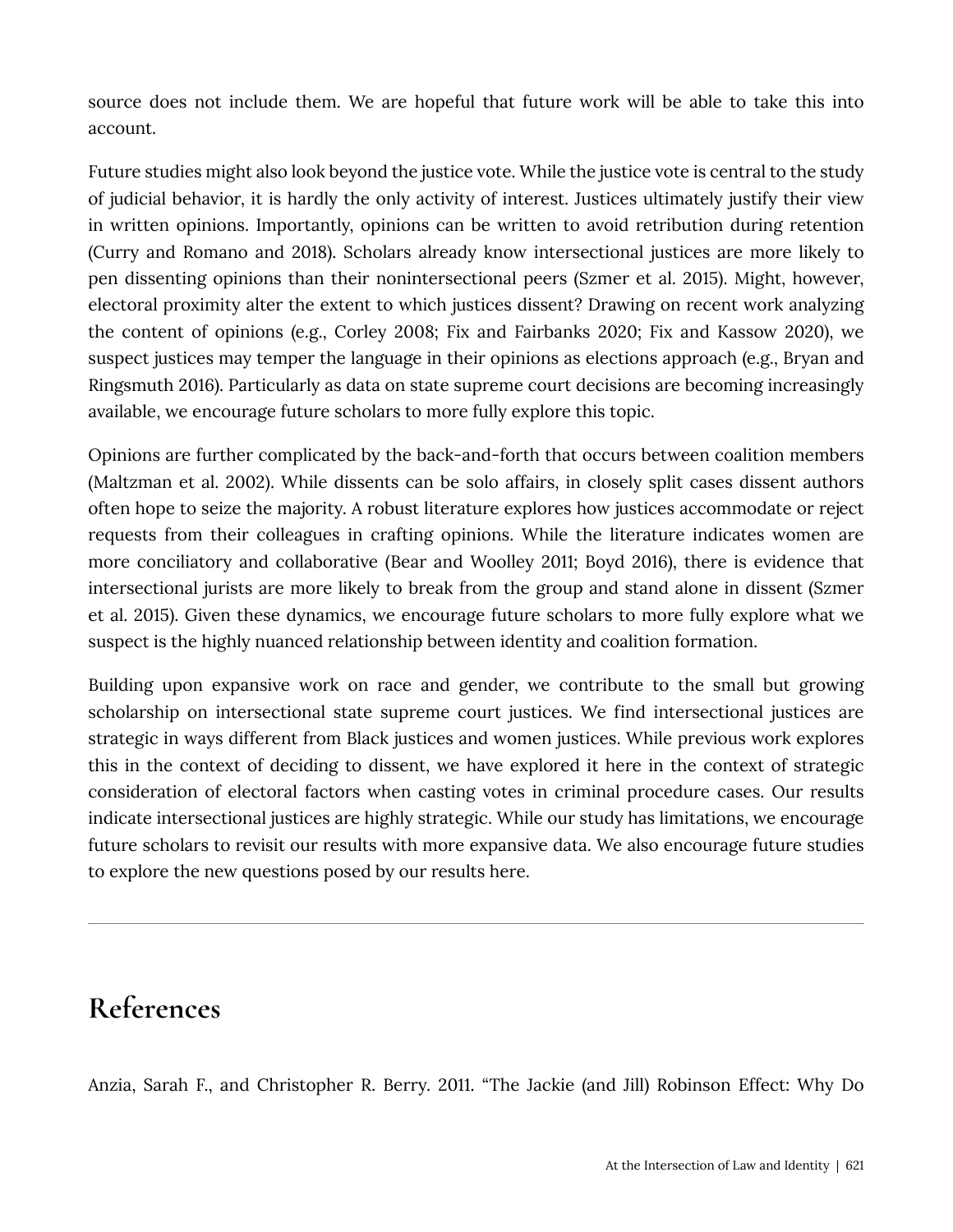source does not include them. We are hopeful that future work will be able to take this into account.

Future studies might also look beyond the justice vote. While the justice vote is central to the study of judicial behavior, it is hardly the only activity of interest. Justices ultimately justify their view in written opinions. Importantly, opinions can be written to avoid retribution during retention (Curry and Romano and 2018). Scholars already know intersectional justices are more likely to pen dissenting opinions than their nonintersectional peers (Szmer et al. 2015). Might, however, electoral proximity alter the extent to which justices dissent? Drawing on recent work analyzing the content of opinions (e.g., Corley 2008; Fix and Fairbanks 2020; Fix and Kassow 2020), we suspect justices may temper the language in their opinions as elections approach (e.g., Bryan and Ringsmuth 2016). Particularly as data on state supreme court decisions are becoming increasingly available, we encourage future scholars to more fully explore this topic.

Opinions are further complicated by the back-and-forth that occurs between coalition members (Maltzman et al. 2002). While dissents can be solo affairs, in closely split cases dissent authors often hope to seize the majority. A robust literature explores how justices accommodate or reject requests from their colleagues in crafting opinions. While the literature indicates women are more conciliatory and collaborative (Bear and Woolley 2011; Boyd 2016), there is evidence that intersectional jurists are more likely to break from the group and stand alone in dissent (Szmer et al. 2015). Given these dynamics, we encourage future scholars to more fully explore what we suspect is the highly nuanced relationship between identity and coalition formation.

Building upon expansive work on race and gender, we contribute to the small but growing scholarship on intersectional state supreme court justices. We find intersectional justices are strategic in ways different from Black justices and women justices. While previous work explores this in the context of deciding to dissent, we have explored it here in the context of strategic consideration of electoral factors when casting votes in criminal procedure cases. Our results indicate intersectional justices are highly strategic. While our study has limitations, we encourage future scholars to revisit our results with more expansive data. We also encourage future studies to explore the new questions posed by our results here.

---

## References

Anzia, Sarah F., and Christopher R. Berry. 2011. "The Jackie (and Jill) Robinson Effect: Why Do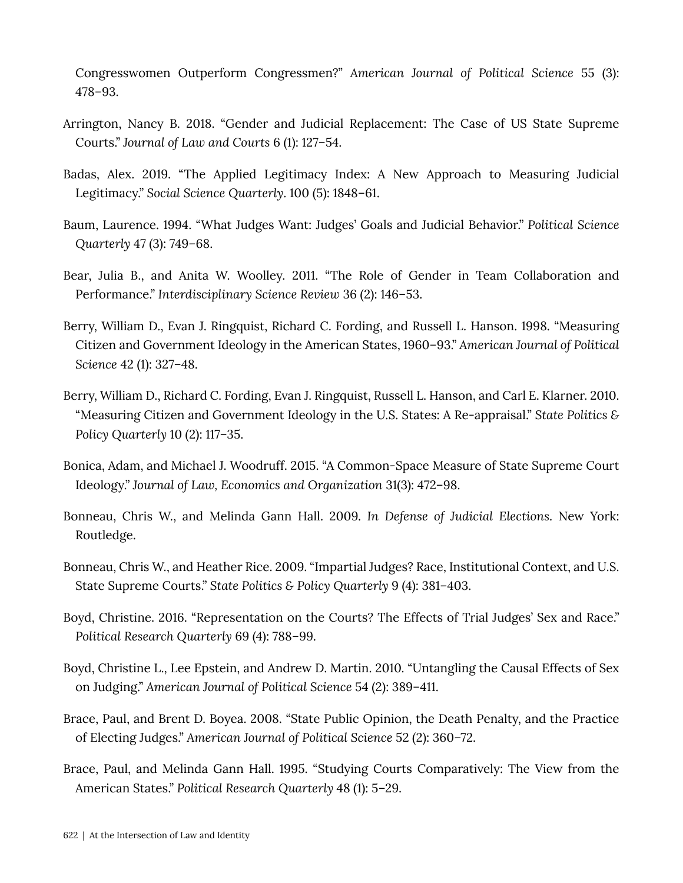Congresswomen Outperform Congressmen?" *American Journal of Political Science* 55 (3): 478–93.

Arrington, Nancy B. 2018. "Gender and Judicial Replacement: The Case of US State Supreme Courts." *Journal of Law and Courts* 6 (1): 127–54.

Badas, Alex. 2019. "The Applied Legitimacy Index: A New Approach to Measuring Judicial Legitimacy." *Social Science Quarterly*. 100 (5): 1848–61.

Baum, Laurence. 1994. "What Judges Want: Judges' Goals and Judicial Behavior." *Political Science Quarterly* 47 (3): 749–68.

Bear, Julia B., and Anita W. Woolley. 2011. "The Role of Gender in Team Collaboration and Performance." *Interdisciplinary Science Review* 36 (2): 146–53.

Berry, William D., Evan J. Ringquist, Richard C. Fording, and Russell L. Hanson. 1998. "Measuring Citizen and Government Ideology in the American States, 1960–93." *American Journal of Political Science* 42 (1): 327–48.

Berry, William D., Richard C. Fording, Evan J. Ringquist, Russell L. Hanson, and Carl E. Klarner. 2010. "Measuring Citizen and Government Ideology in the U.S. States: A Re-appraisal." *State Politics & Policy Quarterly* 10 (2): 117–35.

Bonica, Adam, and Michael J. Woodruff. 2015. "A Common-Space Measure of State Supreme Court Ideology." *Journal of Law, Economics and Organization* 31(3): 472–98.

Bonneau, Chris W., and Melinda Gann Hall. 2009. *In Defense of Judicial Elections*. New York: Routledge.

Bonneau, Chris W., and Heather Rice. 2009. "Impartial Judges? Race, Institutional Context, and U.S. State Supreme Courts." *State Politics & Policy Quarterly* 9 (4): 381–403.

Boyd, Christine. 2016. "Representation on the Courts? The Effects of Trial Judges' Sex and Race." *Political Research Quarterly* 69 (4): 788–99.

Boyd, Christine L., Lee Epstein, and Andrew D. Martin. 2010. "Untangling the Causal Effects of Sex on Judging." *American Journal of Political Science* 54 (2): 389–411.

Brace, Paul, and Brent D. Boyea. 2008. "State Public Opinion, the Death Penalty, and the Practice of Electing Judges." *American Journal of Political Science* 52 (2): 360–72.

Brace, Paul, and Melinda Gann Hall. 1995. "Studying Courts Comparatively: The View from the American States." *Political Research Quarterly* 48 (1): 5–29.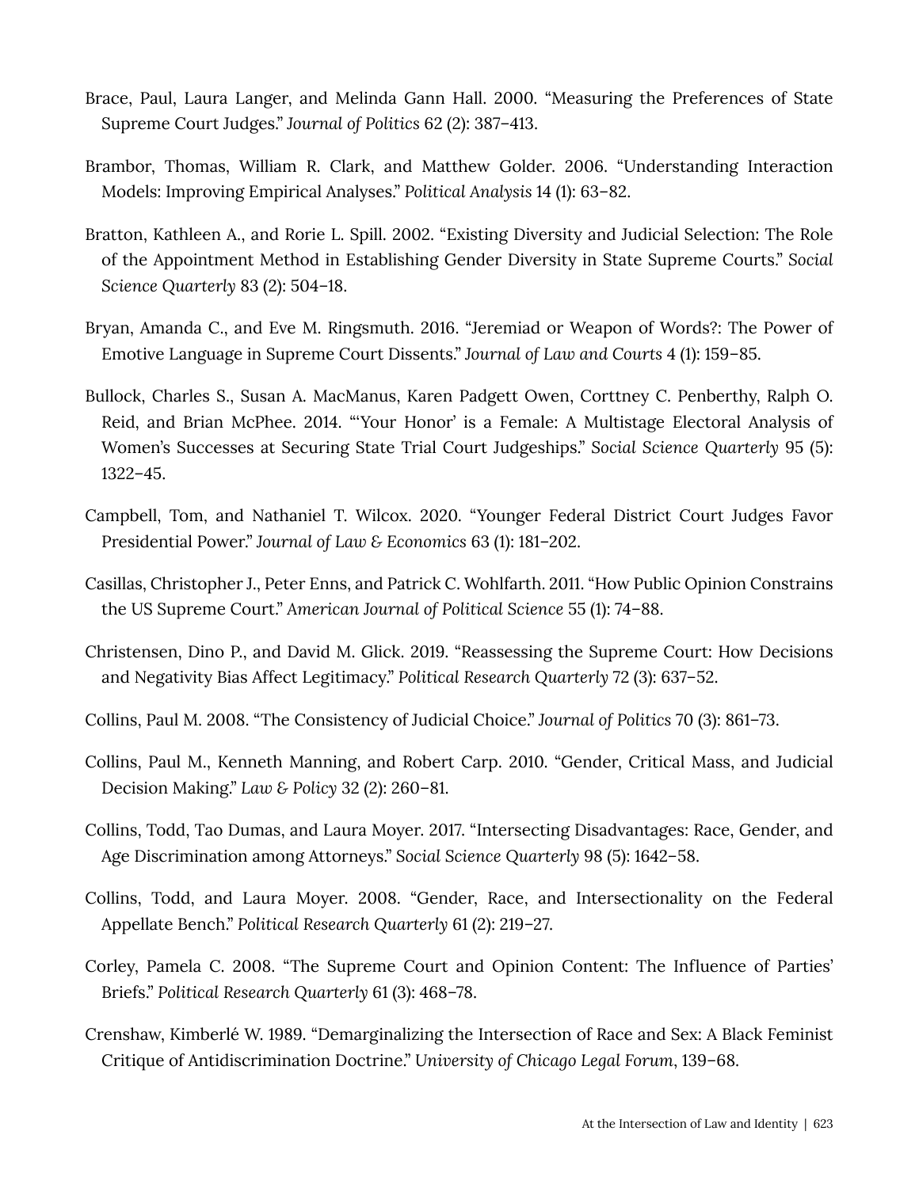Brace, Paul, Laura Langer, and Melinda Gann Hall. 2000. "Measuring the Preferences of State Supreme Court Judges." *Journal of Politics* 62 (2): 387–413.

Brambor, Thomas, William R. Clark, and Matthew Golder. 2006. "Understanding Interaction Models: Improving Empirical Analyses." *Political Analysis* 14 (1): 63–82.

Bratton, Kathleen A., and Rorie L. Spill. 2002. "Existing Diversity and Judicial Selection: The Role of the Appointment Method in Establishing Gender Diversity in State Supreme Courts." *Social Science Quarterly* 83 (2): 504–18.

Bryan, Amanda C., and Eve M. Ringsmuth. 2016. "Jeremiad or Weapon of Words?: The Power of Emotive Language in Supreme Court Dissents." *Journal of Law and Courts* 4 (1): 159–85.

Bullock, Charles S., Susan A. MacManus, Karen Padgett Owen, Corttney C. Penberthy, Ralph O. Reid, and Brian McPhee. 2014. "'Your Honor' is a Female: A Multistage Electoral Analysis of Women's Successes at Securing State Trial Court Judgeships." *Social Science Quarterly* 95 (5): 1322–45.

Campbell, Tom, and Nathaniel T. Wilcox. 2020. "Younger Federal District Court Judges Favor Presidential Power." *Journal of Law & Economics* 63 (1): 181–202.

Casillas, Christopher J., Peter Enns, and Patrick C. Wohlfarth. 2011. "How Public Opinion Constrains the US Supreme Court." *American Journal of Political Science* 55 (1): 74–88.

Christensen, Dino P., and David M. Glick. 2019. "Reassessing the Supreme Court: How Decisions and Negativity Bias Affect Legitimacy." *Political Research Quarterly* 72 (3): 637–52.

Collins, Paul M. 2008. "The Consistency of Judicial Choice." *Journal of Politics* 70 (3): 861–73.

Collins, Paul M., Kenneth Manning, and Robert Carp. 2010. "Gender, Critical Mass, and Judicial Decision Making." *Law & Policy* 32 (2): 260–81.

Collins, Todd, Tao Dumas, and Laura Moyer. 2017. "Intersecting Disadvantages: Race, Gender, and Age Discrimination among Attorneys." *Social Science Quarterly* 98 (5): 1642–58.

Collins, Todd, and Laura Moyer. 2008. "Gender, Race, and Intersectionality on the Federal Appellate Bench." *Political Research Quarterly* 61 (2): 219–27.

Corley, Pamela C. 2008. "The Supreme Court and Opinion Content: The Influence of Parties' Briefs." *Political Research Quarterly* 61 (3): 468–78.

Crenshaw, Kimberlé W. 1989. "Demarginalizing the Intersection of Race and Sex: A Black Feminist Critique of Antidiscrimination Doctrine." *University of Chicago Legal Forum*, 139–68.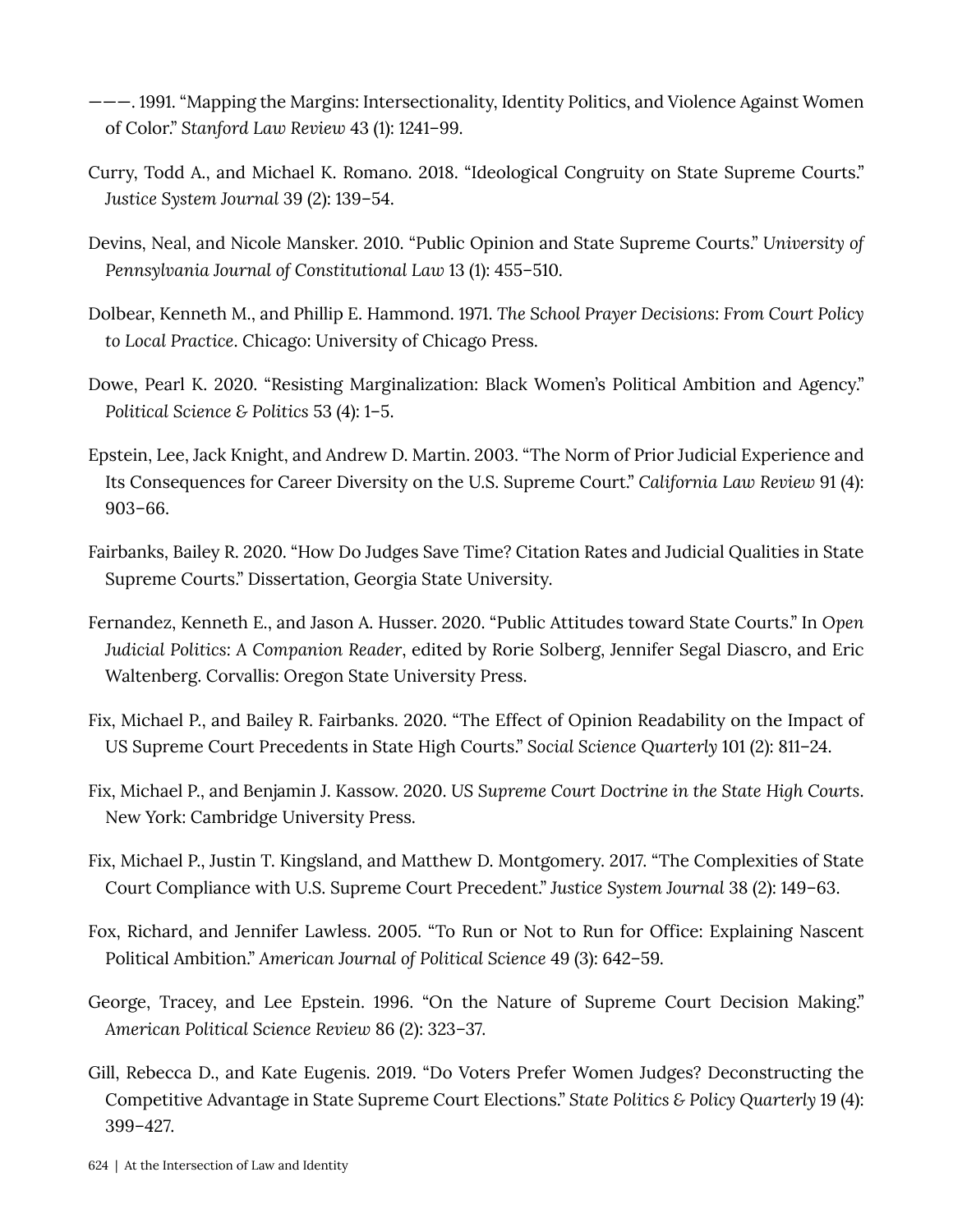———. 1991. “Mapping the Margins: Intersectionality, Identity Politics, and Violence Against Women of Color.” *Stanford Law Review* 43 (1): 1241–99.

Curry, Todd A., and Michael K. Romano. 2018. “Ideological Congruity on State Supreme Courts.” *Justice System Journal* 39 (2): 139–54.

Devins, Neal, and Nicole Mansker. 2010. “Public Opinion and State Supreme Courts.” *University of Pennsylvania Journal of Constitutional Law* 13 (1): 455–510.

Dolbear, Kenneth M., and Phillip E. Hammond. 1971. *The School Prayer Decisions: From Court Policy to Local Practice*. Chicago: University of Chicago Press.

Dowe, Pearl K. 2020. “Resisting Marginalization: Black Women’s Political Ambition and Agency.” *Political Science & Politics* 53 (4): 1–5.

Epstein, Lee, Jack Knight, and Andrew D. Martin. 2003. “The Norm of Prior Judicial Experience and Its Consequences for Career Diversity on the U.S. Supreme Court.” *California Law Review* 91 (4): 903–66.

Fairbanks, Bailey R. 2020. “How Do Judges Save Time? Citation Rates and Judicial Qualities in State Supreme Courts.” Dissertation, Georgia State University.

Fernandez, Kenneth E., and Jason A. Husser. 2020. “Public Attitudes toward State Courts.” In *Open Judicial Politics: A Companion Reader*, edited by Rorie Solberg, Jennifer Segal Diascro, and Eric Waltenberg. Corvallis: Oregon State University Press.

Fix, Michael P., and Bailey R. Fairbanks. 2020. “The Effect of Opinion Readability on the Impact of US Supreme Court Precedents in State High Courts.” *Social Science Quarterly* 101 (2): 811–24.

Fix, Michael P., and Benjamin J. Kassow. 2020. *US Supreme Court Doctrine in the State High Courts*. New York: Cambridge University Press.

Fix, Michael P., Justin T. Kingsland, and Matthew D. Montgomery. 2017. “The Complexities of State Court Compliance with U.S. Supreme Court Precedent.” *Justice System Journal* 38 (2): 149–63.

Fox, Richard, and Jennifer Lawless. 2005. “To Run or Not to Run for Office: Explaining Nascent Political Ambition.” *American Journal of Political Science* 49 (3): 642–59.

George, Tracey, and Lee Epstein. 1996. “On the Nature of Supreme Court Decision Making.” *American Political Science Review* 86 (2): 323–37.

Gill, Rebecca D., and Kate Eugenis. 2019. “Do Voters Prefer Women Judges? Deconstructing the Competitive Advantage in State Supreme Court Elections.” *State Politics & Policy Quarterly* 19 (4): 399–427.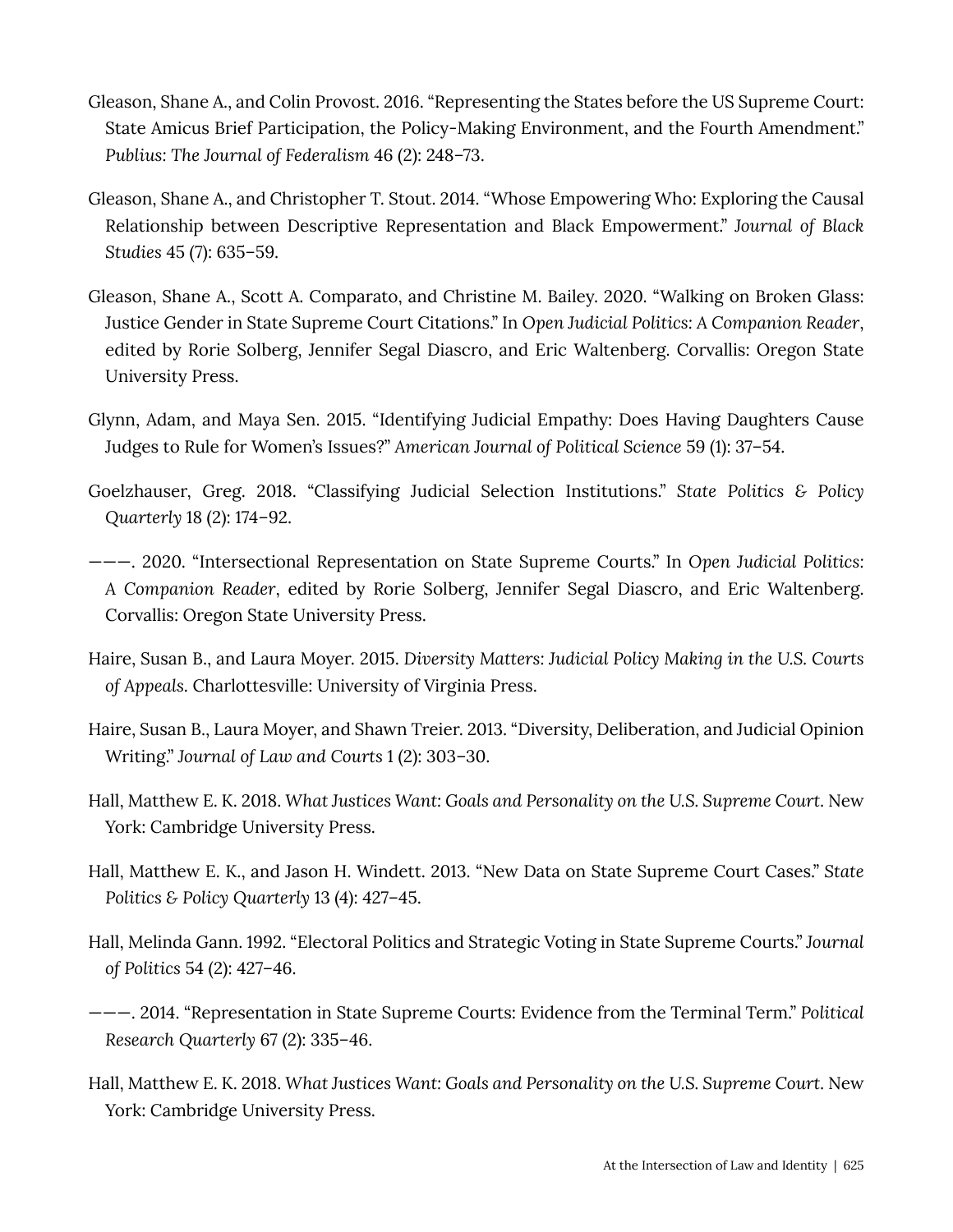Gleason, Shane A., and Colin Provost. 2016. "Representing the States before the US Supreme Court: State Amicus Brief Participation, the Policy-Making Environment, and the Fourth Amendment." *Publius: The Journal of Federalism* 46 (2): 248–73.

Gleason, Shane A., and Christopher T. Stout. 2014. "Whose Empowering Who: Exploring the Causal Relationship between Descriptive Representation and Black Empowerment." *Journal of Black Studies* 45 (7): 635–59.

Gleason, Shane A., Scott A. Comparato, and Christine M. Bailey. 2020. "Walking on Broken Glass: Justice Gender in State Supreme Court Citations." In *Open Judicial Politics: A Companion Reader*, edited by Rorie Solberg, Jennifer Segal Diascro, and Eric Waltenberg. Corvallis: Oregon State University Press.

Glynn, Adam, and Maya Sen. 2015. "Identifying Judicial Empathy: Does Having Daughters Cause Judges to Rule for Women's Issues?" *American Journal of Political Science* 59 (1): 37–54.

Goelzhauser, Greg. 2018. "Classifying Judicial Selection Institutions." *State Politics & Policy Quarterly* 18 (2): 174–92.

———. 2020. "Intersectional Representation on State Supreme Courts." In *Open Judicial Politics: A Companion Reader*, edited by Rorie Solberg, Jennifer Segal Diascro, and Eric Waltenberg. Corvallis: Oregon State University Press.

Haire, Susan B., and Laura Moyer. 2015. *Diversity Matters: Judicial Policy Making in the U.S. Courts of Appeals*. Charlottesville: University of Virginia Press.

Haire, Susan B., Laura Moyer, and Shawn Treier. 2013. "Diversity, Deliberation, and Judicial Opinion Writing." *Journal of Law and Courts* 1 (2): 303–30.

Hall, Matthew E. K. 2018. *What Justices Want: Goals and Personality on the U.S. Supreme Court*. New York: Cambridge University Press.

Hall, Matthew E. K., and Jason H. Windett. 2013. "New Data on State Supreme Court Cases." *State Politics & Policy Quarterly* 13 (4): 427–45.

Hall, Melinda Gann. 1992. "Electoral Politics and Strategic Voting in State Supreme Courts." *Journal of Politics* 54 (2): 427–46.

———. 2014. "Representation in State Supreme Courts: Evidence from the Terminal Term." *Political Research Quarterly* 67 (2): 335–46.

Hall, Matthew E. K. 2018. *What Justices Want: Goals and Personality on the U.S. Supreme Court*. New York: Cambridge University Press.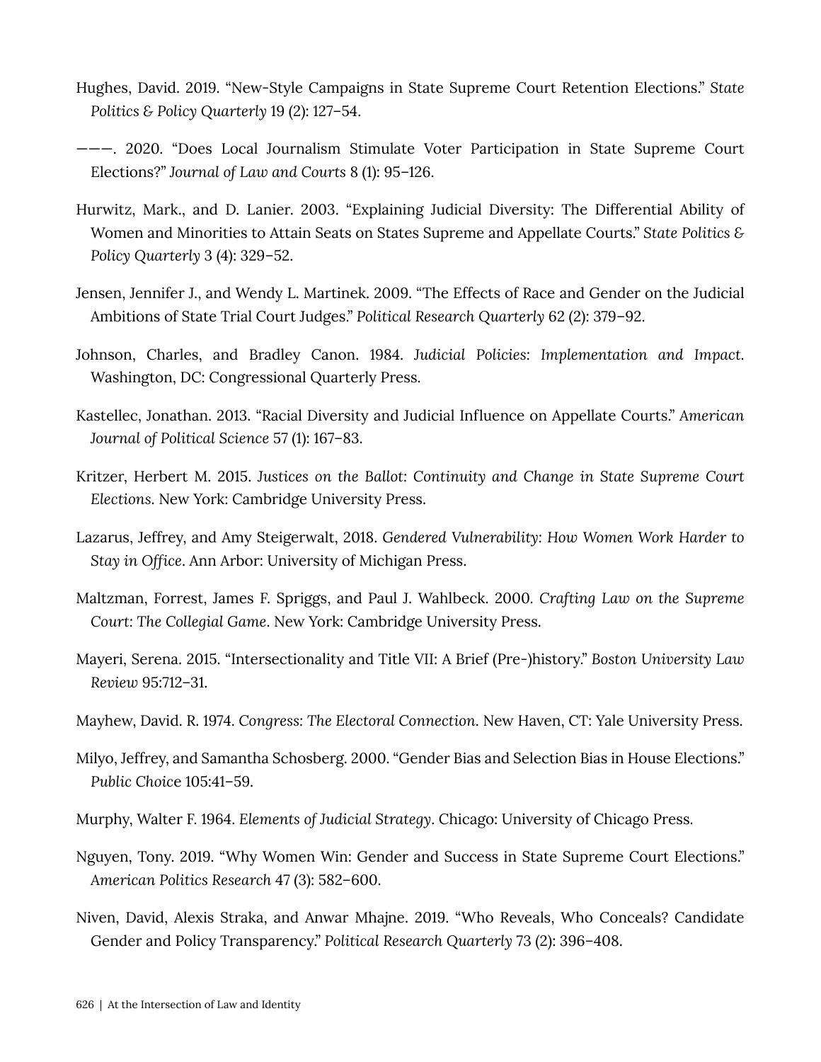Hughes, David. 2019. "New-Style Campaigns in State Supreme Court Retention Elections." *State Politics & Policy Quarterly* 19 (2): 127–54.

———. 2020. "Does Local Journalism Stimulate Voter Participation in State Supreme Court Elections?" *Journal of Law and Courts* 8 (1): 95–126.

Hurwitz, Mark., and D. Lanier. 2003. "Explaining Judicial Diversity: The Differential Ability of Women and Minorities to Attain Seats on States Supreme and Appellate Courts." *State Politics & Policy Quarterly* 3 (4): 329–52.

Jensen, Jennifer J., and Wendy L. Martinek. 2009. "The Effects of Race and Gender on the Judicial Ambitions of State Trial Court Judges." *Political Research Quarterly* 62 (2): 379–92.

Johnson, Charles, and Bradley Canon. 1984. *Judicial Policies: Implementation and Impact*. Washington, DC: Congressional Quarterly Press.

Kastellec, Jonathan. 2013. "Racial Diversity and Judicial Influence on Appellate Courts." *American Journal of Political Science* 57 (1): 167–83.

Kritzer, Herbert M. 2015. *Justices on the Ballot: Continuity and Change in State Supreme Court Elections*. New York: Cambridge University Press.

Lazarus, Jeffrey, and Amy Steigerwalt, 2018. *Gendered Vulnerability: How Women Work Harder to Stay in Office*. Ann Arbor: University of Michigan Press.

Maltzman, Forrest, James F. Spriggs, and Paul J. Wahlbeck. 2000. *Crafting Law on the Supreme Court: The Collegial Game*. New York: Cambridge University Press.

Mayeri, Serena. 2015. "Intersectionality and Title VII: A Brief (Pre-)history." *Boston University Law Review* 95:712–31.

Mayhew, David. R. 1974. *Congress: The Electoral Connection*. New Haven, CT: Yale University Press.

Milyo, Jeffrey, and Samantha Schosberg. 2000. "Gender Bias and Selection Bias in House Elections." *Public Choice* 105:41–59.

Murphy, Walter F. 1964. *Elements of Judicial Strategy*. Chicago: University of Chicago Press.

Nguyen, Tony. 2019. "Why Women Win: Gender and Success in State Supreme Court Elections." *American Politics Research* 47 (3): 582–600.

Niven, David, Alexis Straka, and Anwar Mhajne. 2019. "Who Reveals, Who Conceals? Candidate Gender and Policy Transparency." *Political Research Quarterly* 73 (2): 396–408.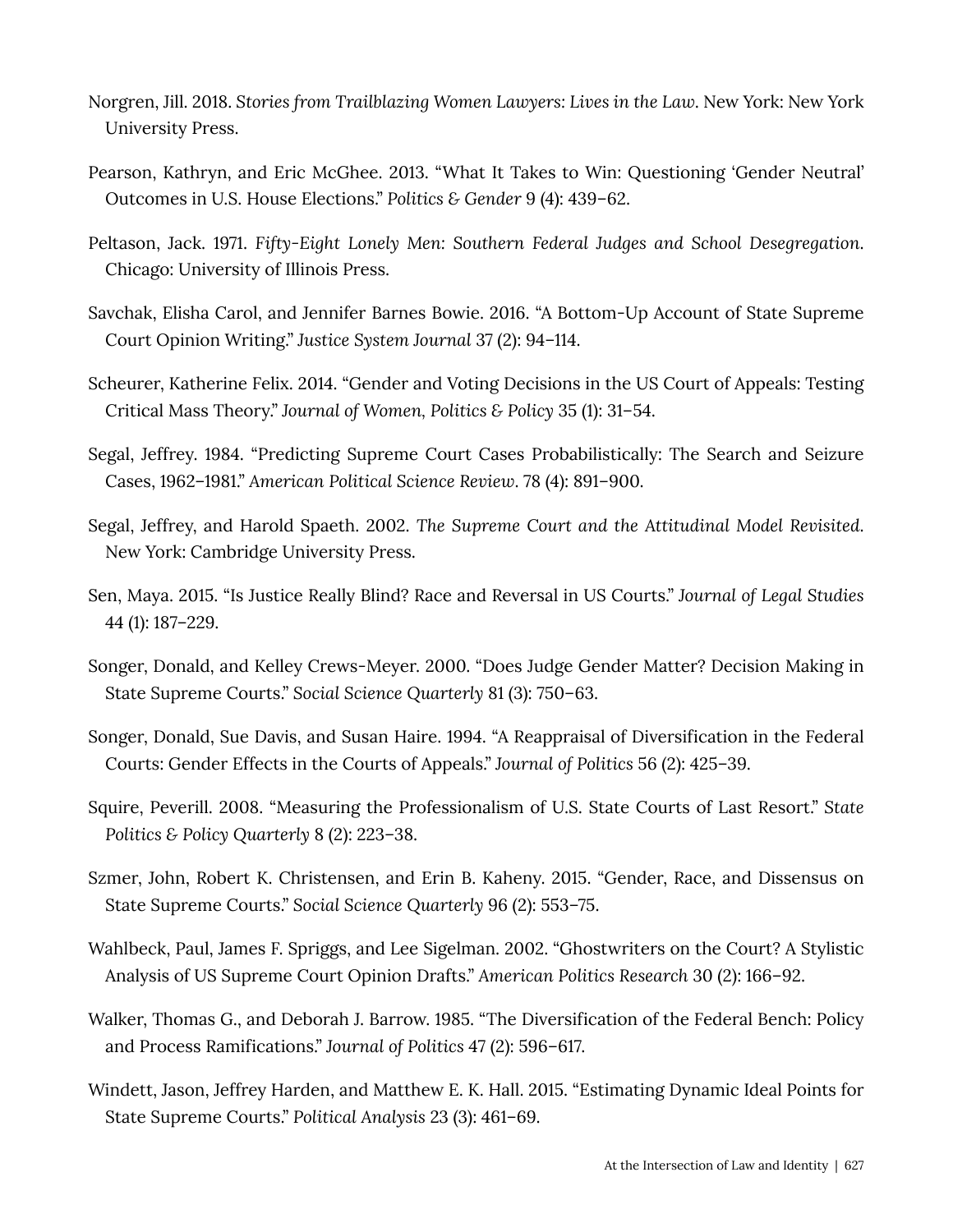Norgren, Jill. 2018. *Stories from Trailblazing Women Lawyers: Lives in the Law*. New York: New York University Press.

Pearson, Kathryn, and Eric McGhee. 2013. "What It Takes to Win: Questioning 'Gender Neutral' Outcomes in U.S. House Elections." *Politics & Gender* 9 (4): 439–62.

Peltason, Jack. 1971. *Fifty-Eight Lonely Men: Southern Federal Judges and School Desegregation*. Chicago: University of Illinois Press.

Savchak, Elisha Carol, and Jennifer Barnes Bowie. 2016. "A Bottom-Up Account of State Supreme Court Opinion Writing." *Justice System Journal* 37 (2): 94–114.

Scheurer, Katherine Felix. 2014. "Gender and Voting Decisions in the US Court of Appeals: Testing Critical Mass Theory." *Journal of Women, Politics & Policy* 35 (1): 31–54.

Segal, Jeffrey. 1984. "Predicting Supreme Court Cases Probabilistically: The Search and Seizure Cases, 1962–1981." *American Political Science Review*. 78 (4): 891–900.

Segal, Jeffrey, and Harold Spaeth. 2002. *The Supreme Court and the Attitudinal Model Revisited*. New York: Cambridge University Press.

Sen, Maya. 2015. "Is Justice Really Blind? Race and Reversal in US Courts." *Journal of Legal Studies* 44 (1): 187–229.

Songer, Donald, and Kelley Crews-Meyer. 2000. "Does Judge Gender Matter? Decision Making in State Supreme Courts." *Social Science Quarterly* 81 (3): 750–63.

Songer, Donald, Sue Davis, and Susan Haire. 1994. "A Reappraisal of Diversification in the Federal Courts: Gender Effects in the Courts of Appeals." *Journal of Politics* 56 (2): 425–39.

Squire, Peverill. 2008. "Measuring the Professionalism of U.S. State Courts of Last Resort." *State Politics & Policy Quarterly* 8 (2): 223–38.

Szmer, John, Robert K. Christensen, and Erin B. Kaheny. 2015. "Gender, Race, and Dissensus on State Supreme Courts." *Social Science Quarterly* 96 (2): 553–75.

Wahlbeck, Paul, James F. Spriggs, and Lee Sigelman. 2002. "Ghostwriters on the Court? A Stylistic Analysis of US Supreme Court Opinion Drafts." *American Politics Research* 30 (2): 166–92.

Walker, Thomas G., and Deborah J. Barrow. 1985. "The Diversification of the Federal Bench: Policy and Process Ramifications." *Journal of Politics* 47 (2): 596–617.

Windett, Jason, Jeffrey Harden, and Matthew E. K. Hall. 2015. "Estimating Dynamic Ideal Points for State Supreme Courts." *Political Analysis* 23 (3): 461–69.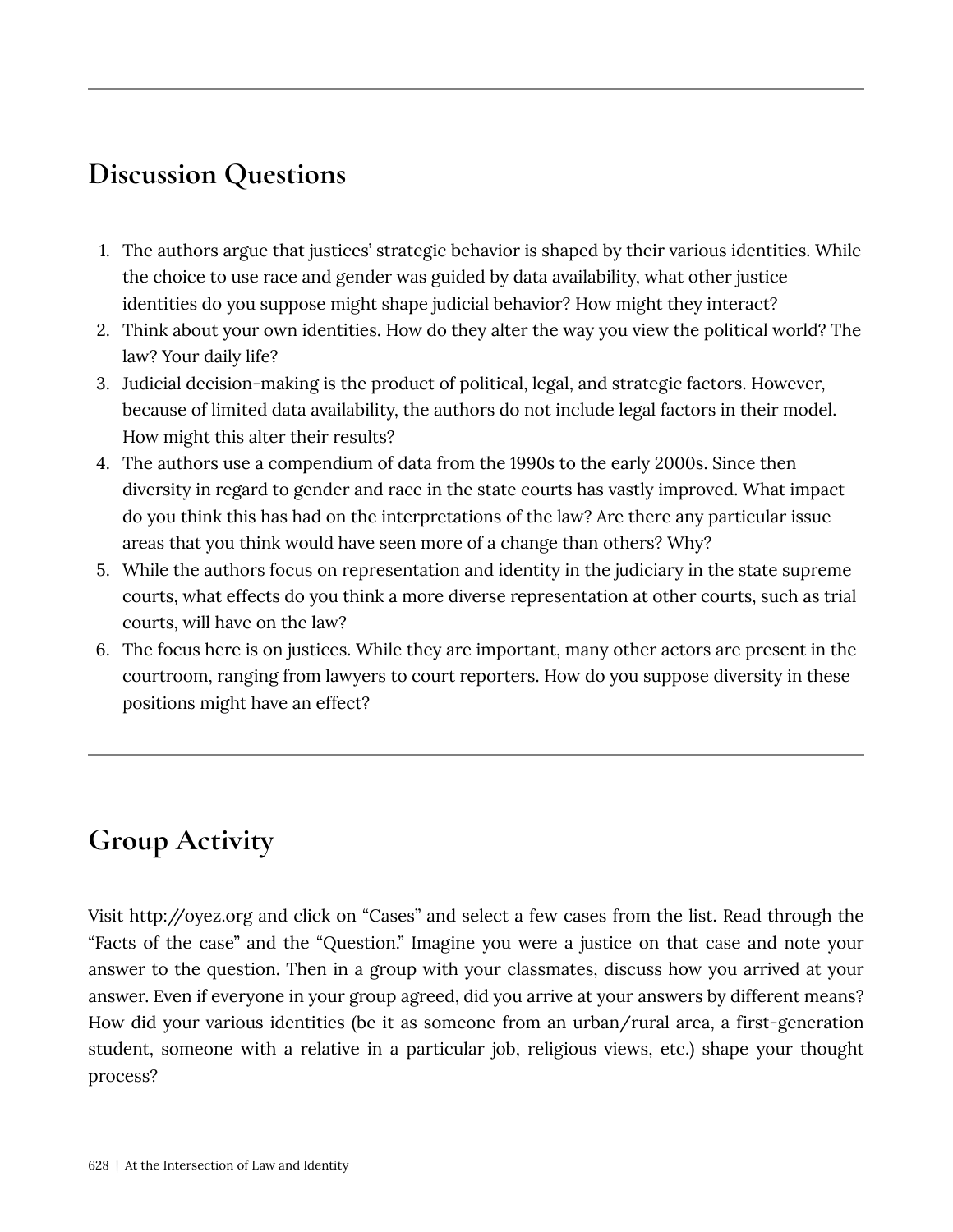## Discussion Questions

1. The authors argue that justices' strategic behavior is shaped by their various identities. While the choice to use race and gender was guided by data availability, what other justice identities do you suppose might shape judicial behavior? How might they interact?
2. Think about your own identities. How do they alter the way you view the political world? The law? Your daily life?
3. Judicial decision-making is the product of political, legal, and strategic factors. However, because of limited data availability, the authors do not include legal factors in their model. How might this alter their results?
4. The authors use a compendium of data from the 1990s to the early 2000s. Since then diversity in regard to gender and race in the state courts has vastly improved. What impact do you think this has had on the interpretations of the law? Are there any particular issue areas that you think would have seen more of a change than others? Why?
5. While the authors focus on representation and identity in the judiciary in the state supreme courts, what effects do you think a more diverse representation at other courts, such as trial courts, will have on the law?
6. The focus here is on justices. While they are important, many other actors are present in the courtroom, ranging from lawyers to court reporters. How do you suppose diversity in these positions might have an effect?

## Group Activity

Visit http://oyez.org and click on "Cases" and select a few cases from the list. Read through the "Facts of the case" and the "Question." Imagine you were a justice on that case and note your answer to the question. Then in a group with your classmates, discuss how you arrived at your answer. Even if everyone in your group agreed, did you arrive at your answers by different means? How did your various identities (be it as someone from an urban/rural area, a first-generation student, someone with a relative in a particular job, religious views, etc.) shape your thought process?